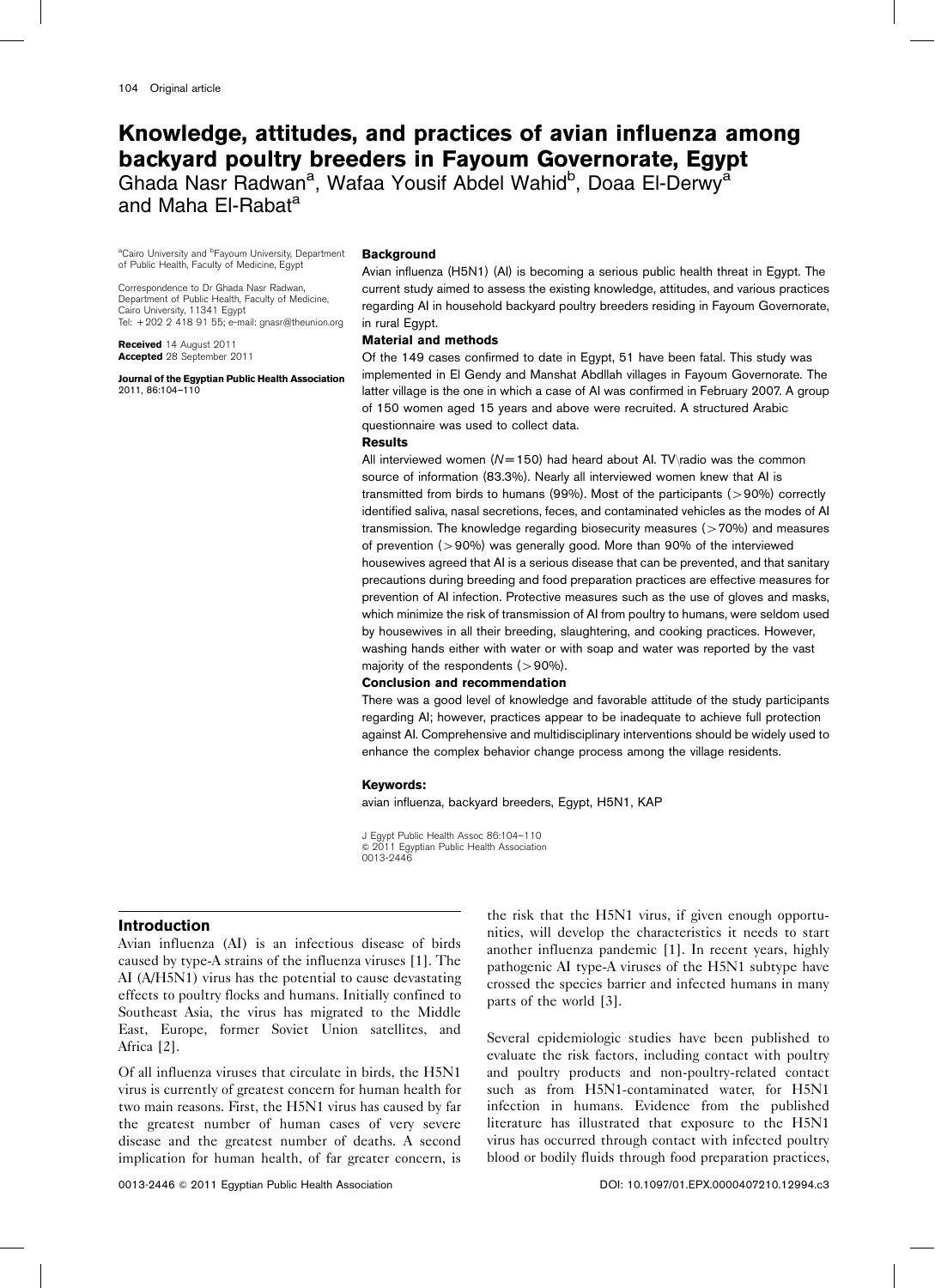# Knowledge, attitudes, and practices of avian influenza among backyard poultry breeders in Fayoum Governorate, Egypt

Ghada Nasr Radwan[a], Wafaa Yousif Abdel Wahid[b], Doaa El-Derwy[a] and Maha El-Rabat[a]

[a]Cairo University and [b]Fayoum University, Department of Public Health, Faculty of Medicine, Egypt

Correspondence to Dr Ghada Nasr Radwan, Department of Public Health, Faculty of Medicine, Cairo University, 11341 Egypt
Tel: +202 2 418 91 55; e-mail: gnasr@theunion.org

**Received** 14 August 2011
**Accepted** 28 September 2011

**Journal of the Egyptian Public Health Association** 2011, 86:104–110

### Background

Avian influenza (H5N1) (AI) is becoming a serious public health threat in Egypt. The current study aimed to assess the existing knowledge, attitudes, and various practices regarding AI in household backyard poultry breeders residing in Fayoum Governorate, in rural Egypt.

### Material and methods

Of the 149 cases confirmed to date in Egypt, 51 have been fatal. This study was implemented in El Gendy and Manshat Abdllah villages in Fayoum Governorate. The latter village is the one in which a case of AI was confirmed in February 2007. A group of 150 women aged 15 years and above were recruited. A structured Arabic questionnaire was used to collect data.

### Results

All interviewed women ($N=150$) had heard about AI. TV\radio was the common source of information (83.3%). Nearly all interviewed women knew that AI is transmitted from birds to humans (99%). Most of the participants (>90%) correctly identified saliva, nasal secretions, feces, and contaminated vehicles as the modes of AI transmission. The knowledge regarding biosecurity measures (>70%) and measures of prevention (>90%) was generally good. More than 90% of the interviewed housewives agreed that AI is a serious disease that can be prevented, and that sanitary precautions during breeding and food preparation practices are effective measures for prevention of AI infection. Protective measures such as the use of gloves and masks, which minimize the risk of transmission of AI from poultry to humans, were seldom used by housewives in all their breeding, slaughtering, and cooking practices. However, washing hands either with water or with soap and water was reported by the vast majority of the respondents (>90%).

### Conclusion and recommendation

There was a good level of knowledge and favorable attitude of the study participants regarding AI; however, practices appear to be inadequate to achieve full protection against AI. Comprehensive and multidisciplinary interventions should be widely used to enhance the complex behavior change process among the village residents.

**Keywords:**

avian influenza, backyard breeders, Egypt, H5N1, KAP

J Egypt Public Health Assoc 86:104–110
© 2011 Egyptian Public Health Association
0013-2446

## Introduction

Avian influenza (AI) is an infectious disease of birds caused by type-A strains of the influenza viruses [1]. The AI (A/H5N1) virus has the potential to cause devastating effects to poultry flocks and humans. Initially confined to Southeast Asia, the virus has migrated to the Middle East, Europe, former Soviet Union satellites, and Africa [2].

Of all influenza viruses that circulate in birds, the H5N1 virus is currently of greatest concern for human health for two main reasons. First, the H5N1 virus has caused by far the greatest number of human cases of very severe disease and the greatest number of deaths. A second implication for human health, of far greater concern, is the risk that the H5N1 virus, if given enough opportunities, will develop the characteristics it needs to start another influenza pandemic [1]. In recent years, highly pathogenic AI type-A viruses of the H5N1 subtype have crossed the species barrier and infected humans in many parts of the world [3].

Several epidemiologic studies have been published to evaluate the risk factors, including contact with poultry and poultry products and non-poultry-related contact such as from H5N1-contaminated water, for H5N1 infection in humans. Evidence from the published literature has illustrated that exposure to the H5N1 virus has occurred through contact with infected poultry blood or bodily fluids through food preparation practices,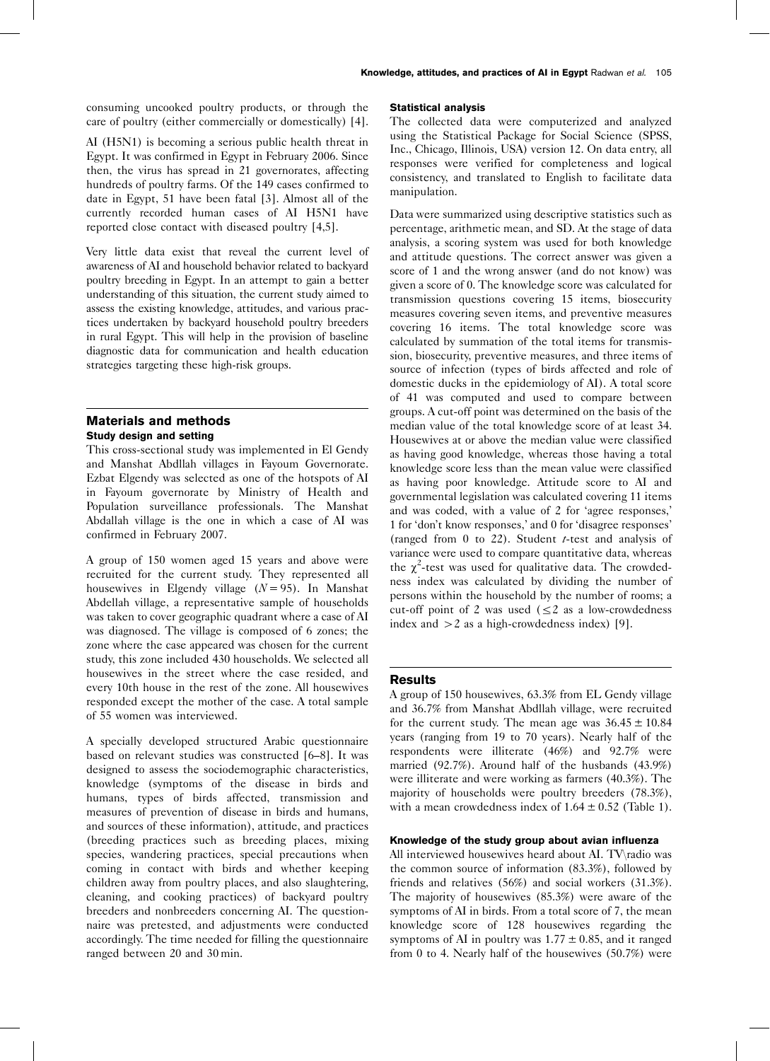consuming uncooked poultry products, or through the care of poultry (either commercially or domestically) [4].

AI (H5N1) is becoming a serious public health threat in Egypt. It was confirmed in Egypt in February 2006. Since then, the virus has spread in 21 governorates, affecting hundreds of poultry farms. Of the 149 cases confirmed to date in Egypt, 51 have been fatal [3]. Almost all of the currently recorded human cases of AI H5N1 have reported close contact with diseased poultry [4,5].

Very little data exist that reveal the current level of awareness of AI and household behavior related to backyard poultry breeding in Egypt. In an attempt to gain a better understanding of this situation, the current study aimed to assess the existing knowledge, attitudes, and various practices undertaken by backyard household poultry breeders in rural Egypt. This will help in the provision of baseline diagnostic data for communication and health education strategies targeting these high-risk groups.

## Materials and methods

### Study design and setting

This cross-sectional study was implemented in El Gendy and Manshat Abdllah villages in Fayoum Governorate. Ezbat Elgendy was selected as one of the hotspots of AI in Fayoum governorate by Ministry of Health and Population surveillance professionals. The Manshat Abdallah village is the one in which a case of AI was confirmed in February 2007.

A group of 150 women aged 15 years and above were recruited for the current study. They represented all housewives in Elgendy village ($N = 95$). In Manshat Abdellah village, a representative sample of households was taken to cover geographic quadrant where a case of AI was diagnosed. The village is composed of 6 zones; the zone where the case appeared was chosen for the current study, this zone included 430 households. We selected all housewives in the street where the case resided, and every 10th house in the rest of the zone. All housewives responded except the mother of the case. A total sample of 55 women was interviewed.

A specially developed structured Arabic questionnaire based on relevant studies was constructed [6–8]. It was designed to assess the sociodemographic characteristics, knowledge (symptoms of the disease in birds and humans, types of birds affected, transmission and measures of prevention of disease in birds and humans, and sources of these information), attitude, and practices (breeding practices such as breeding places, mixing species, wandering practices, special precautions when coming in contact with birds and whether keeping children away from poultry places, and also slaughtering, cleaning, and cooking practices) of backyard poultry breeders and nonbreeders concerning AI. The questionnaire was pretested, and adjustments were conducted accordingly. The time needed for filling the questionnaire ranged between 20 and 30 min.

### Statistical analysis

The collected data were computerized and analyzed using the Statistical Package for Social Science (SPSS, Inc., Chicago, Illinois, USA) version 12. On data entry, all responses were verified for completeness and logical consistency, and translated to English to facilitate data manipulation.

Data were summarized using descriptive statistics such as percentage, arithmetic mean, and SD. At the stage of data analysis, a scoring system was used for both knowledge and attitude questions. The correct answer was given a score of 1 and the wrong answer (and do not know) was given a score of 0. The knowledge score was calculated for transmission questions covering 15 items, biosecurity measures covering seven items, and preventive measures covering 16 items. The total knowledge score was calculated by summation of the total items for transmission, biosecurity, preventive measures, and three items of source of infection (types of birds affected and role of domestic ducks in the epidemiology of AI). A total score of 41 was computed and used to compare between groups. A cut-off point was determined on the basis of the median value of the total knowledge score of at least 34. Housewives at or above the median value were classified as having good knowledge, whereas those having a total knowledge score less than the mean value were classified as having poor knowledge. Attitude score to AI and governmental legislation was calculated covering 11 items and was coded, with a value of 2 for 'agree responses,' 1 for 'don't know responses,' and 0 for 'disagree responses' (ranged from 0 to 22). Student *t*-test and analysis of variance were used to compare quantitative data, whereas the $\chi^2$-test was used for qualitative data. The crowdedness index was calculated by dividing the number of persons within the household by the number of rooms; a cut-off point of 2 was used ($\leq 2$ as a low-crowdedness index and $> 2$ as a high-crowdedness index) [9].

## Results

A group of 150 housewives, 63.3% from EL Gendy village and 36.7% from Manshat Abdllah village, were recruited for the current study. The mean age was $36.45 \pm 10.84$ years (ranging from 19 to 70 years). Nearly half of the respondents were illiterate (46%) and 92.7% were married (92.7%). Around half of the husbands (43.9%) were illiterate and were working as farmers (40.3%). The majority of households were poultry breeders (78.3%), with a mean crowdedness index of $1.64 \pm 0.52$ (Table 1).

### Knowledge of the study group about avian influenza

All interviewed housewives heard about AI. TV\radio was the common source of information (83.3%), followed by friends and relatives (56%) and social workers (31.3%). The majority of housewives (85.3%) were aware of the symptoms of AI in birds. From a total score of 7, the mean knowledge score of 128 housewives regarding the symptoms of AI in poultry was $1.77 \pm 0.85$, and it ranged from 0 to 4. Nearly half of the housewives (50.7%) were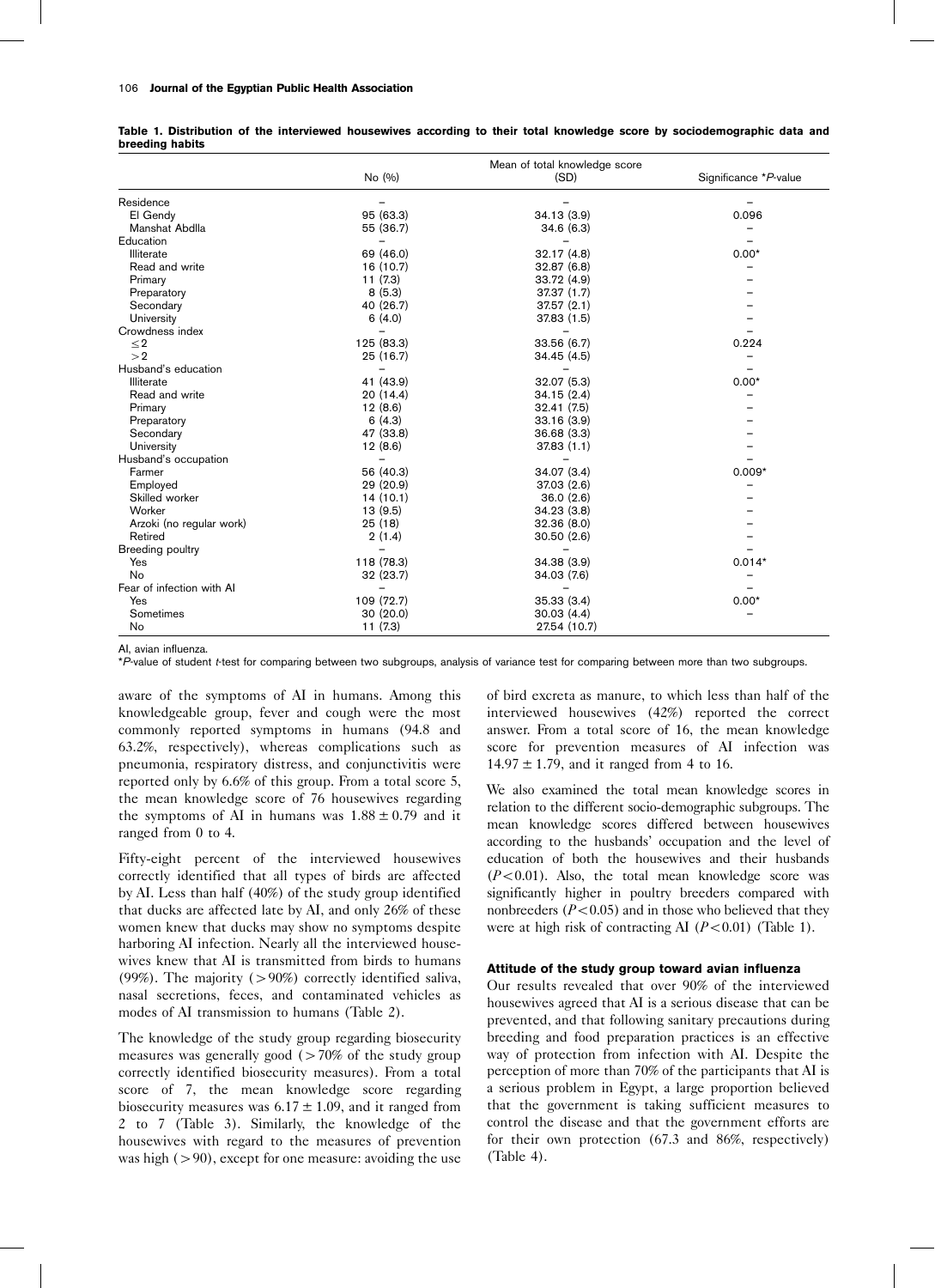**Table 1. Distribution of the interviewed housewives according to their total knowledge score by sociodemographic data and breeding habits**

| | No (%) | Mean of total knowledge score (SD) | Significance *P-value |
|---|---|---|---|
| Residence | – | – | – |
| El Gendy | 95 (63.3) | 34.13 (3.9) | 0.096 |
| Manshat Abdlla | 55 (36.7) | 34.6 (6.3) | – |
| Education | – | – | – |
| Illiterate | 69 (46.0) | 32.17 (4.8) | 0.00* |
| Read and write | 16 (10.7) | 32.87 (6.8) | – |
| Primary | 11 (7.3) | 33.72 (4.9) | – |
| Preparatory | 8 (5.3) | 37.37 (1.7) | – |
| Secondary | 40 (26.7) | 37.57 (2.1) | – |
| University | 6 (4.0) | 37.83 (1.5) | – |
| Crowdness index | – | – | – |
| ≤2 | 125 (83.3) | 33.56 (6.7) | 0.224 |
| >2 | 25 (16.7) | 34.45 (4.5) | – |
| Husband's education | – | – | – |
| Illiterate | 41 (43.9) | 32.07 (5.3) | 0.00* |
| Read and write | 20 (14.4) | 34.15 (2.4) | – |
| Primary | 12 (8.6) | 32.41 (7.5) | – |
| Preparatory | 6 (4.3) | 33.16 (3.9) | – |
| Secondary | 47 (33.8) | 36.68 (3.3) | – |
| University | 12 (8.6) | 37.83 (1.1) | – |
| Husband's occupation | – | – | – |
| Farmer | 56 (40.3) | 34.07 (3.4) | 0.009* |
| Employed | 29 (20.9) | 37.03 (2.6) | – |
| Skilled worker | 14 (10.1) | 36.0 (2.6) | – |
| Worker | 13 (9.5) | 34.23 (3.8) | – |
| Arzoki (no regular work) | 25 (18) | 32.36 (8.0) | – |
| Retired | 2 (1.4) | 30.50 (2.6) | – |
| Breeding poultry | – | – | – |
| Yes | 118 (78.3) | 34.38 (3.9) | 0.014* |
| No | 32 (23.7) | 34.03 (7.6) | – |
| Fear of infection with AI | – | – | – |
| Yes | 109 (72.7) | 35.33 (3.4) | 0.00* |
| Sometimes | 30 (20.0) | 30.03 (4.4) | – |
| No | 11 (7.3) | 27.54 (10.7) | |

AI, avian influenza.
*P-value of student t-test for comparing between two subgroups, analysis of variance test for comparing between more than two subgroups.

aware of the symptoms of AI in humans. Among this knowledgeable group, fever and cough were the most commonly reported symptoms in humans (94.8 and 63.2%, respectively), whereas complications such as pneumonia, respiratory distress, and conjunctivitis were reported only by 6.6% of this group. From a total score 5, the mean knowledge score of 76 housewives regarding the symptoms of AI in humans was $1.88 \pm 0.79$ and it ranged from 0 to 4.

Fifty-eight percent of the interviewed housewives correctly identified that all types of birds are affected by AI. Less than half (40%) of the study group identified that ducks are affected late by AI, and only 26% of these women knew that ducks may show no symptoms despite harboring AI infection. Nearly all the interviewed housewives knew that AI is transmitted from birds to humans (99%). The majority (>90%) correctly identified saliva, nasal secretions, feces, and contaminated vehicles as modes of AI transmission to humans (Table 2).

The knowledge of the study group regarding biosecurity measures was generally good (>70% of the study group correctly identified biosecurity measures). From a total score of 7, the mean knowledge score regarding biosecurity measures was $6.17 \pm 1.09$, and it ranged from 2 to 7 (Table 3). Similarly, the knowledge of the housewives with regard to the measures of prevention was high (>90), except for one measure: avoiding the use of bird excreta as manure, to which less than half of the interviewed housewives (42%) reported the correct answer. From a total score of 16, the mean knowledge score for prevention measures of AI infection was $14.97 \pm 1.79$, and it ranged from 4 to 16.

We also examined the total mean knowledge scores in relation to the different socio-demographic subgroups. The mean knowledge scores differed between housewives according to the husbands' occupation and the level of education of both the housewives and their husbands ($P < 0.01$). Also, the total mean knowledge score was significantly higher in poultry breeders compared with nonbreeders ($P < 0.05$) and in those who believed that they were at high risk of contracting AI ($P < 0.01$) (Table 1).

#### Attitude of the study group toward avian influenza

Our results revealed that over 90% of the interviewed housewives agreed that AI is a serious disease that can be prevented, and that following sanitary precautions during breeding and food preparation practices is an effective way of protection from infection with AI. Despite the perception of more than 70% of the participants that AI is a serious problem in Egypt, a large proportion believed that the government is taking sufficient measures to control the disease and that the government efforts are for their own protection (67.3 and 86%, respectively) (Table 4).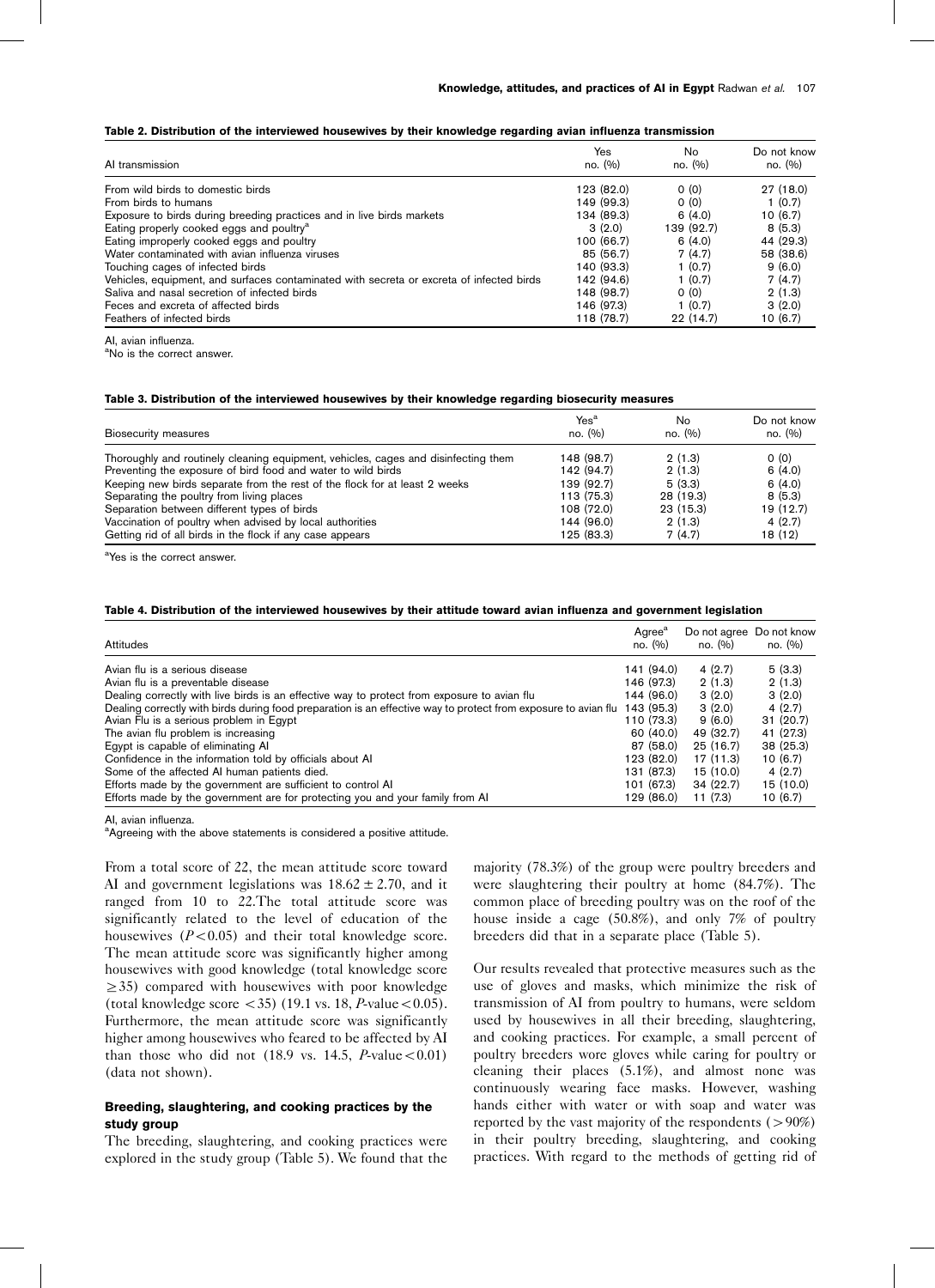**Table 2. Distribution of the interviewed housewives by their knowledge regarding avian influenza transmission**

| AI transmission | Yes no. (%) | No no. (%) | Do not know no. (%) |
|---|---|---|---|
| From wild birds to domestic birds | 123 (82.0) | 0 (0) | 27 (18.0) |
| From birds to humans | 149 (99.3) | 0 (0) | 1 (0.7) |
| Exposure to birds during breeding practices and in live birds markets | 134 (89.3) | 6 (4.0) | 10 (6.7) |
| Eating properly cooked eggs and poultry[a] | 3 (2.0) | 139 (92.7) | 8 (5.3) |
| Eating improperly cooked eggs and poultry | 100 (66.7) | 6 (4.0) | 44 (29.3) |
| Water contaminated with avian influenza viruses | 85 (56.7) | 7 (4.7) | 58 (38.6) |
| Touching cages of infected birds | 140 (93.3) | 1 (0.7) | 9 (6.0) |
| Vehicles, equipment, and surfaces contaminated with secreta or excreta of infected birds | 142 (94.6) | 1 (0.7) | 7 (4.7) |
| Saliva and nasal secretion of infected birds | 148 (98.7) | 0 (0) | 2 (1.3) |
| Feces and excreta of affected birds | 146 (97.3) | 1 (0.7) | 3 (2.0) |
| Feathers of infected birds | 118 (78.7) | 22 (14.7) | 10 (6.7) |

AI, avian influenza.
[a]No is the correct answer.

**Table 3. Distribution of the interviewed housewives by their knowledge regarding biosecurity measures**

| Biosecurity measures | Yes[a] no. (%) | No no. (%) | Do not know no. (%) |
|---|---|---|---|
| Thoroughly and routinely cleaning equipment, vehicles, cages and disinfecting them | 148 (98.7) | 2 (1.3) | 0 (0) |
| Preventing the exposure of bird food and water to wild birds | 142 (94.7) | 2 (1.3) | 6 (4.0) |
| Keeping new birds separate from the rest of the flock for at least 2 weeks | 139 (92.7) | 5 (3.3) | 6 (4.0) |
| Separating the poultry from living places | 113 (75.3) | 28 (19.3) | 8 (5.3) |
| Separation between different types of birds | 108 (72.0) | 23 (15.3) | 19 (12.7) |
| Vaccination of poultry when advised by local authorities | 144 (96.0) | 2 (1.3) | 4 (2.7) |
| Getting rid of all birds in the flock if any case appears | 125 (83.3) | 7 (4.7) | 18 (12) |

[a]Yes is the correct answer.

**Table 4. Distribution of the interviewed housewives by their attitude toward avian influenza and government legislation**

| Attitudes | Agree[a] no. (%) | Do not agree no. (%) | Do not know no. (%) |
|---|---|---|---|
| Avian flu is a serious disease | 141 (94.0) | 4 (2.7) | 5 (3.3) |
| Avian flu is a preventable disease | 146 (97.3) | 2 (1.3) | 2 (1.3) |
| Dealing correctly with live birds is an effective way to protect from exposure to avian flu | 144 (96.0) | 3 (2.0) | 3 (2.0) |
| Dealing correctly with birds during food preparation is an effective way to protect from exposure to avian flu | 143 (95.3) | 3 (2.0) | 4 (2.7) |
| Avian Flu is a serious problem in Egypt | 110 (73.3) | 9 (6.0) | 31 (20.7) |
| The avian flu problem is increasing | 60 (40.0) | 49 (32.7) | 41 (27.3) |
| Egypt is capable of eliminating AI | 87 (58.0) | 25 (16.7) | 38 (25.3) |
| Confidence in the information told by officials about AI | 123 (82.0) | 17 (11.3) | 10 (6.7) |
| Some of the affected AI human patients died. | 131 (87.3) | 15 (10.0) | 4 (2.7) |
| Efforts made by the government are sufficient to control AI | 101 (67.3) | 34 (22.7) | 15 (10.0) |
| Efforts made by the government are for protecting you and your family from AI | 129 (86.0) | 11 (7.3) | 10 (6.7) |

AI, avian influenza.
[a]Agreeing with the above statements is considered a positive attitude.

From a total score of 22, the mean attitude score toward AI and government legislations was $18.62 \pm 2.70$, and it ranged from 10 to 22.The total attitude score was significantly related to the level of education of the housewives ($P<0.05$) and their total knowledge score. The mean attitude score was significantly higher among housewives with good knowledge (total knowledge score $\geq 35$) compared with housewives with poor knowledge (total knowledge score $<35$) (19.1 vs. 18, $P$-value $<0.05$). Furthermore, the mean attitude score was significantly higher among housewives who feared to be affected by AI than those who did not (18.9 vs. 14.5, $P$-value $<0.01$) (data not shown).

### Breeding, slaughtering, and cooking practices by the study group

The breeding, slaughtering, and cooking practices were explored in the study group (Table 5). We found that the majority (78.3%) of the group were poultry breeders and were slaughtering their poultry at home (84.7%). The common place of breeding poultry was on the roof of the house inside a cage (50.8%), and only 7% of poultry breeders did that in a separate place (Table 5).

Our results revealed that protective measures such as the use of gloves and masks, which minimize the risk of transmission of AI from poultry to humans, were seldom used by housewives in all their breeding, slaughtering, and cooking practices. For example, a small percent of poultry breeders wore gloves while caring for poultry or cleaning their places (5.1%), and almost none was continuously wearing face masks. However, washing hands either with water or with soap and water was reported by the vast majority of the respondents (>90%) in their poultry breeding, slaughtering, and cooking practices. With regard to the methods of getting rid of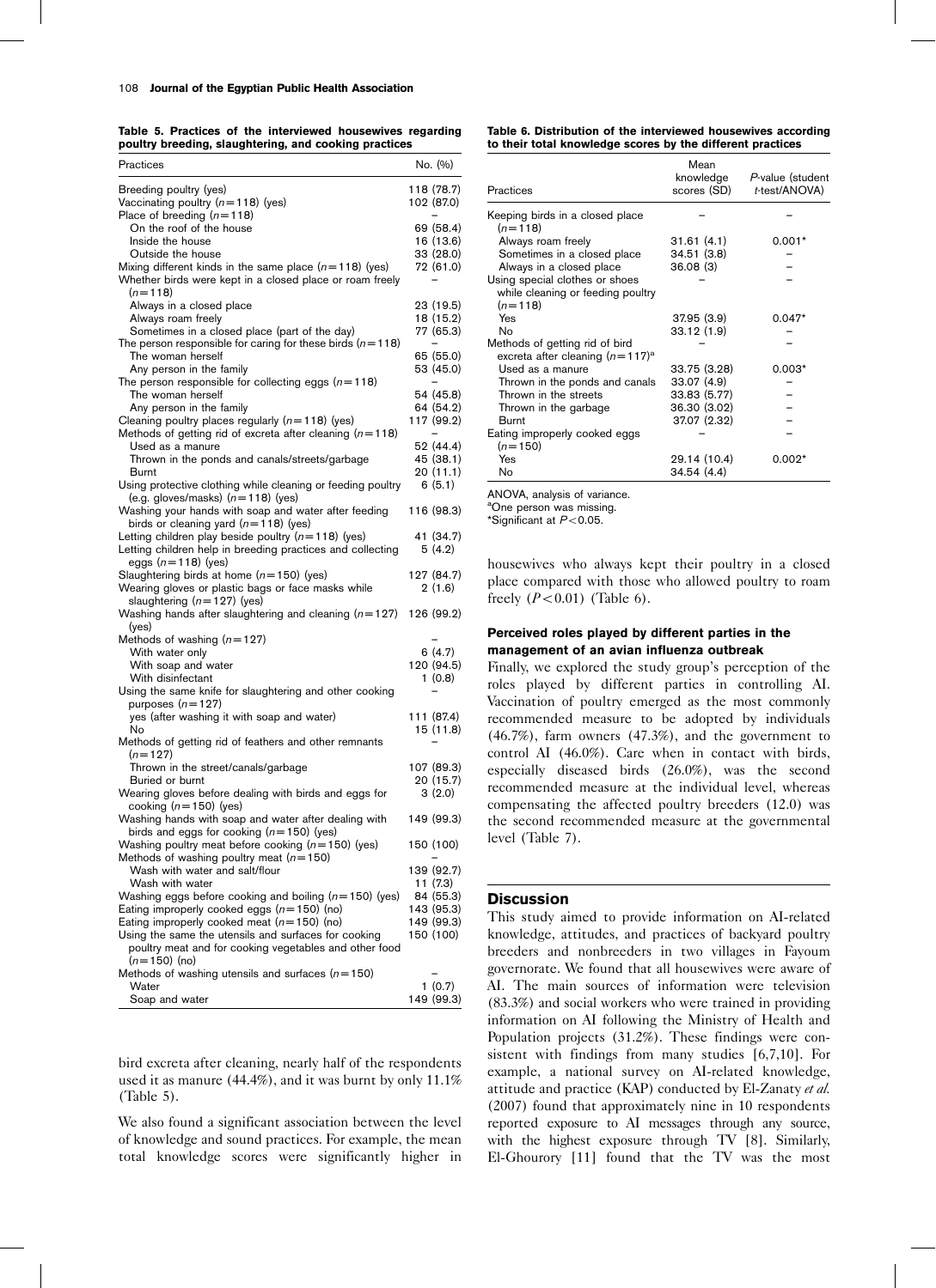**Table 5. Practices of the interviewed housewives regarding poultry breeding, slaughtering, and cooking practices**

| Practices | No. (%) |
|---|---|
| Breeding poultry (yes) | 118 (78.7) |
| Vaccinating poultry ($n$=118) (yes) | 102 (87.0) |
| Place of breeding ($n$=118) | – |
| On the roof of the house | 69 (58.4) |
| Inside the house | 16 (13.6) |
| Outside the house | 33 (28.0) |
| Mixing different kinds in the same place ($n$=118) (yes) | 72 (61.0) |
| Whether birds were kept in a closed place or roam freely ($n$=118) | – |
| Always in a closed place | 23 (19.5) |
| Always roam freely | 18 (15.2) |
| Sometimes in a closed place (part of the day) | 77 (65.3) |
| The person responsible for caring for these birds ($n$=118) | – |
| The woman herself | 65 (55.0) |
| Any person in the family | 53 (45.0) |
| The person responsible for collecting eggs ($n$=118) | – |
| The woman herself | 54 (45.8) |
| Any person in the family | 64 (54.2) |
| Cleaning poultry places regularly ($n$=118) (yes) | 117 (99.2) |
| Methods of getting rid of excreta after cleaning ($n$=118) | – |
| Used as a manure | 52 (44.4) |
| Thrown in the ponds and canals/streets/garbage | 45 (38.1) |
| Burnt | 20 (11.1) |
| Using protective clothing while cleaning or feeding poultry (e.g. gloves/masks) ($n$=118) (yes) | 6 (5.1) |
| Washing your hands with soap and water after feeding birds or cleaning yard ($n$=118) (yes) | 116 (98.3) |
| Letting children play beside poultry ($n$=118) (yes) | 41 (34.7) |
| Letting children help in breeding practices and collecting eggs ($n$=118) (yes) | 5 (4.2) |
| Slaughtering birds at home ($n$=150) (yes) | 127 (84.7) |
| Wearing gloves or plastic bags or face masks while slaughtering ($n$=127) (yes) | 2 (1.6) |
| Washing hands after slaughtering and cleaning ($n$=127) (yes) | 126 (99.2) |
| Methods of washing ($n$=127) | – |
| With water only | 6 (4.7) |
| With soap and water | 120 (94.5) |
| With disinfectant | 1 (0.8) |
| Using the same knife for slaughtering and other cooking purposes ($n$=127) | – |
| yes (after washing it with soap and water) | 111 (87.4) |
| No | 15 (11.8) |
| Methods of getting rid of feathers and other remnants ($n$=127) | – |
| Thrown in the street/canals/garbage | 107 (89.3) |
| Buried or burnt | 20 (15.7) |
| Wearing gloves before dealing with birds and eggs for cooking ($n$=150) (yes) | 3 (2.0) |
| Washing hands with soap and water after dealing with birds and eggs for cooking ($n$=150) (yes) | 149 (99.3) |
| Washing poultry meat before cooking ($n$=150) (yes) | 150 (100) |
| Methods of washing poultry meat ($n$=150) | – |
| Wash with water and salt/flour | 139 (92.7) |
| Wash with water | 11 (7.3) |
| Washing eggs before cooking and boiling ($n$=150) (yes) | 84 (55.3) |
| Eating improperly cooked eggs ($n$=150) (no) | 143 (95.3) |
| Eating improperly cooked meat ($n$=150) (no) | 149 (99.3) |
| Using the same utensils and surfaces for cooking poultry meat and for cooking vegetables and other food ($n$=150) (no) | 150 (100) |
| Methods of washing utensils and surfaces ($n$=150) | – |
| Water | 1 (0.7) |
| Soap and water | 149 (99.3) |

bird excreta after cleaning, nearly half of the respondents used it as manure (44.4%), and it was burnt by only 11.1% (Table 5).

We also found a significant association between the level of knowledge and sound practices. For example, the mean total knowledge scores were significantly higher in housewives who always kept their poultry in a closed place compared with those who allowed poultry to roam freely ($P<0.01$) (Table 6).

**Table 6. Distribution of the interviewed housewives according to their total knowledge scores by the different practices**

| Practices | Mean knowledge scores (SD) | *P*-value (student *t*-test/ANOVA) |
|---|---|---|
| Keeping birds in a closed place ($n$=118) | – | – |
| Always roam freely | 31.61 (4.1) | 0.001* |
| Sometimes in a closed place | 34.51 (3.8) | – |
| Always in a closed place | 36.08 (3) | – |
| Using special clothes or shoes while cleaning or feeding poultry ($n$=118) | – | – |
| Yes | 37.95 (3.9) | 0.047* |
| No | 33.12 (1.9) | – |
| Methods of getting rid of bird excreta after cleaning ($n$=117)[a] | – | – |
| Used as a manure | 33.75 (3.28) | 0.003* |
| Thrown in the ponds and canals | 33.07 (4.9) | – |
| Thrown in the streets | 33.83 (5.77) | – |
| Thrown in the garbage | 36.30 (3.02) | – |
| Burnt | 37.07 (2.32) | – |
| Eating improperly cooked eggs ($n$=150) | – | – |
| Yes | 29.14 (10.4) | 0.002* |
| No | 34.54 (4.4) | – |

ANOVA, analysis of variance.
[a]One person was missing.
*Significant at $P<0.05$.

### Perceived roles played by different parties in the management of an avian influenza outbreak

Finally, we explored the study group's perception of the roles played by different parties in controlling AI. Vaccination of poultry emerged as the most commonly recommended measure to be adopted by individuals (46.7%), farm owners (47.3%), and the government to control AI (46.0%). Care when in contact with birds, especially diseased birds (26.0%), was the second recommended measure at the individual level, whereas compensating the affected poultry breeders (12.0) was the second recommended measure at the governmental level (Table 7).

## Discussion

This study aimed to provide information on AI-related knowledge, attitudes, and practices of backyard poultry breeders and nonbreeders in two villages in Fayoum governorate. We found that all housewives were aware of AI. The main sources of information were television (83.3%) and social workers who were trained in providing information on AI following the Ministry of Health and Population projects (31.2%). These findings were consistent with findings from many studies [6,7,10]. For example, a national survey on AI-related knowledge, attitude and practice (KAP) conducted by El-Zanaty *et al.* (2007) found that approximately nine in 10 respondents reported exposure to AI messages through any source, with the highest exposure through TV [8]. Similarly, El-Ghourory [11] found that the TV was the most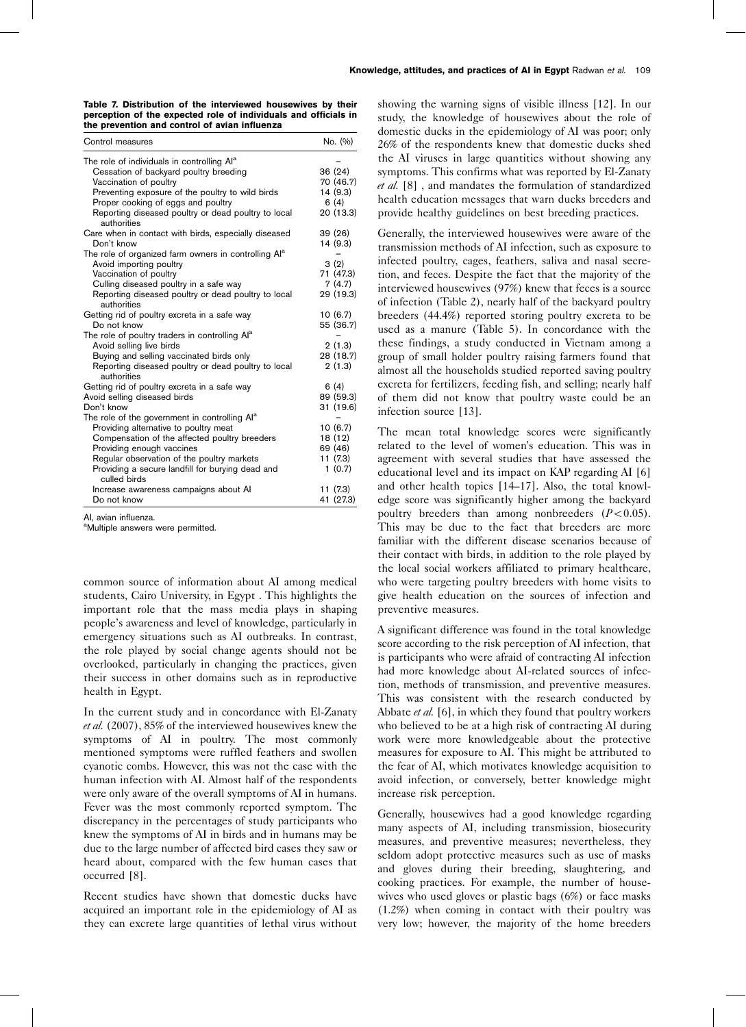**Table 7. Distribution of the interviewed housewives by their perception of the expected role of individuals and officials in the prevention and control of avian influenza**

| Control measures | No. (%) |
|---|---|
| The role of individuals in controlling AI[a] | – |
| Cessation of backyard poultry breeding | 36 (24) |
| Vaccination of poultry | 70 (46.7) |
| Preventing exposure of the poultry to wild birds | 14 (9.3) |
| Proper cooking of eggs and poultry | 6 (4) |
| Reporting diseased poultry or dead poultry to local authorities | 20 (13.3) |
| Care when in contact with birds, especially diseased | 39 (26) |
| Don't know | 14 (9.3) |
| The role of organized farm owners in controlling AI[a] | – |
| Avoid importing poultry | 3 (2) |
| Vaccination of poultry | 71 (47.3) |
| Culling diseased poultry in a safe way | 7 (4.7) |
| Reporting diseased poultry or dead poultry to local authorities | 29 (19.3) |
| Getting rid of poultry excreta in a safe way | 10 (6.7) |
| Do not know | 55 (36.7) |
| The role of poultry traders in controlling AI[a] | – |
| Avoid selling live birds | 2 (1.3) |
| Buying and selling vaccinated birds only | 28 (18.7) |
| Reporting diseased poultry or dead poultry to local authorities | 2 (1.3) |
| Getting rid of poultry excreta in a safe way | 6 (4) |
| Avoid selling diseased birds | 89 (59.3) |
| Don't know | 31 (19.6) |
| The role of the government in controlling AI[a] | – |
| Providing alternative to poultry meat | 10 (6.7) |
| Compensation of the affected poultry breeders | 18 (12) |
| Providing enough vaccines | 69 (46) |
| Regular observation of the poultry markets | 11 (7.3) |
| Providing a secure landfill for burying dead and culled birds | 1 (0.7) |
| Increase awareness campaigns about AI | 11 (7.3) |
| Do not know | 41 (27.3) |

AI, avian influenza.
[a]Multiple answers were permitted.

common source of information about AI among medical students, Cairo University, in Egypt . This highlights the important role that the mass media plays in shaping people's awareness and level of knowledge, particularly in emergency situations such as AI outbreaks. In contrast, the role played by social change agents should not be overlooked, particularly in changing the practices, given their success in other domains such as in reproductive health in Egypt.

In the current study and in concordance with El-Zanaty *et al.* (2007), 85% of the interviewed housewives knew the symptoms of AI in poultry. The most commonly mentioned symptoms were ruffled feathers and swollen cyanotic combs. However, this was not the case with the human infection with AI. Almost half of the respondents were only aware of the overall symptoms of AI in humans. Fever was the most commonly reported symptom. The discrepancy in the percentages of study participants who knew the symptoms of AI in birds and in humans may be due to the large number of affected bird cases they saw or heard about, compared with the few human cases that occurred [8].

Recent studies have shown that domestic ducks have acquired an important role in the epidemiology of AI as they can excrete large quantities of lethal virus without showing the warning signs of visible illness [12]. In our study, the knowledge of housewives about the role of domestic ducks in the epidemiology of AI was poor; only 26% of the respondents knew that domestic ducks shed the AI viruses in large quantities without showing any symptoms. This confirms what was reported by El-Zanaty *et al.* [8] , and mandates the formulation of standardized health education messages that warn ducks breeders and provide healthy guidelines on best breeding practices.

Generally, the interviewed housewives were aware of the transmission methods of AI infection, such as exposure to infected poultry, cages, feathers, saliva and nasal secretion, and feces. Despite the fact that the majority of the interviewed housewives (97%) knew that feces is a source of infection (Table 2), nearly half of the backyard poultry breeders (44.4%) reported storing poultry excreta to be used as a manure (Table 5). In concordance with the these findings, a study conducted in Vietnam among a group of small holder poultry raising farmers found that almost all the households studied reported saving poultry excreta for fertilizers, feeding fish, and selling; nearly half of them did not know that poultry waste could be an infection source [13].

The mean total knowledge scores were significantly related to the level of women's education. This was in agreement with several studies that have assessed the educational level and its impact on KAP regarding AI [6] and other health topics [14–17]. Also, the total knowledge score was significantly higher among the backyard poultry breeders than among nonbreeders ($P<0.05$). This may be due to the fact that breeders are more familiar with the different disease scenarios because of their contact with birds, in addition to the role played by the local social workers affiliated to primary healthcare, who were targeting poultry breeders with home visits to give health education on the sources of infection and preventive measures.

A significant difference was found in the total knowledge score according to the risk perception of AI infection, that is participants who were afraid of contracting AI infection had more knowledge about AI-related sources of infection, methods of transmission, and preventive measures. This was consistent with the research conducted by Abbate *et al.* [6], in which they found that poultry workers who believed to be at a high risk of contracting AI during work were more knowledgeable about the protective measures for exposure to AI. This might be attributed to the fear of AI, which motivates knowledge acquisition to avoid infection, or conversely, better knowledge might increase risk perception.

Generally, housewives had a good knowledge regarding many aspects of AI, including transmission, biosecurity measures, and preventive measures; nevertheless, they seldom adopt protective measures such as use of masks and gloves during their breeding, slaughtering, and cooking practices. For example, the number of housewives who used gloves or plastic bags (6%) or face masks (1.2%) when coming in contact with their poultry was very low; however, the majority of the home breeders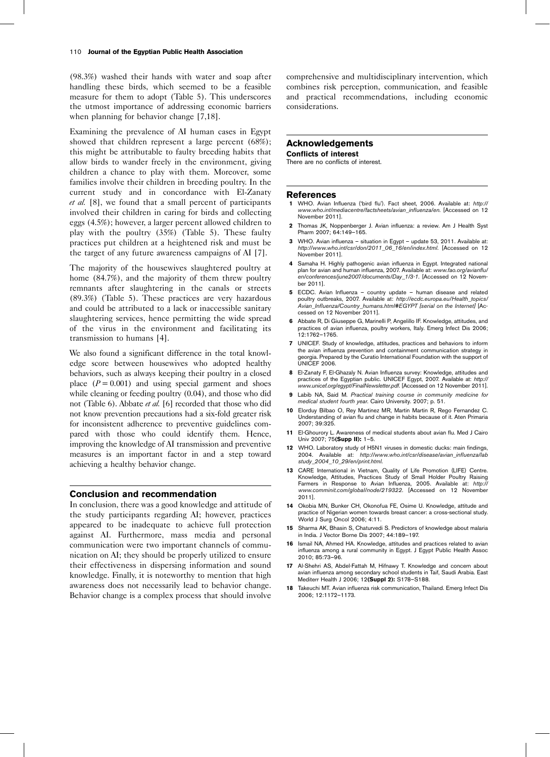(98.3%) washed their hands with water and soap after handling these birds, which seemed to be a feasible measure for them to adopt (Table 5). This underscores the utmost importance of addressing economic barriers when planning for behavior change [7,18].

Examining the prevalence of AI human cases in Egypt showed that children represent a large percent (68%); this might be attributable to faulty breeding habits that allow birds to wander freely in the environment, giving children a chance to play with them. Moreover, some families involve their children in breeding poultry. In the current study and in concordance with El-Zanaty *et al.* [8], we found that a small percent of participants involved their children in caring for birds and collecting eggs (4.5%); however, a larger percent allowed children to play with the poultry (35%) (Table 5). These faulty practices put children at a heightened risk and must be the target of any future awareness campaigns of AI [7].

The majority of the housewives slaughtered poultry at home (84.7%), and the majority of them threw poultry remnants after slaughtering in the canals or streets (89.3%) (Table 5). These practices are very hazardous and could be attributed to a lack or inaccessible sanitary slaughtering services, hence permitting the wide spread of the virus in the environment and facilitating its transmission to humans [4].

We also found a significant difference in the total knowledge score between housewives who adopted healthy behaviors, such as always keeping their poultry in a closed place ($P = 0.001$) and using special garment and shoes while cleaning or feeding poultry (0.04), and those who did not (Table 6). Abbate *et al.* [6] recorded that those who did not know prevention precautions had a six-fold greater risk for inconsistent adherence to preventive guidelines compared with those who could identify them. Hence, improving the knowledge of AI transmission and preventive measures is an important factor in and a step toward achieving a healthy behavior change.

## Conclusion and recommendation

In conclusion, there was a good knowledge and attitude of the study participants regarding AI; however, practices appeared to be inadequate to achieve full protection against AI. Furthermore, mass media and personal communication were two important channels of communication on AI; they should be properly utilized to ensure their effectiveness in dispersing information and sound knowledge. Finally, it is noteworthy to mention that high awareness does not necessarily lead to behavior change. Behavior change is a complex process that should involve comprehensive and multidisciplinary intervention, which combines risk perception, communication, and feasible and practical recommendations, including economic considerations.

## Acknowledgements

### Conflicts of interest

There are no conflicts of interest.

## References

1. WHO. Avian Influenza ('bird flu'). Fact sheet, 2006. Available at: *http://www.who.int/mediacentre/factsheets/avian_influenza/en.* [Accessed on 12 November 2011].
2. Thomas JK, Noppenberger J. Avian influenza: a review. Am J Health Syst Pharm 2007; 64:149–165.
3. WHO. Avian influenza – situation in Egypt – update 53, 2011. Available at: *http://www.who.int/csr/don/2011_06_16/en/index.html.* [Accessed on 12 November 2011].
4. Samaha H. Highly pathogenic avian influenza in Egypt. Integrated national plan for avian and human influenza, 2007. Available at: *www.fao.org/avianflu/en/conferences/june2007/documents/Day_1/3-1.* [Accessed on 12 November 2011].
5. ECDC. Avian Influenza – country update – human disease and related poultry outbreaks, 2007. Available at: *http://ecdc.europa.eu/Health_topics/Avian_Influenza/Country_humans.html#EGYPT [serial on the Internet]* [Accessed on 12 November 2011].
6. Abbate R, Di Giuseppe G, Marinelli P, Angelillo IF. Knowledge, attitudes, and practices of avian influenza, poultry workers, Italy. Emerg Infect Dis 2006; 12:1762–1765.
7. UNICEF. Study of knowledge, attitudes, practices and behaviors to inform the avian influenza prevention and containment communication strategy in georgia. Prepared by the Curatio International Foundation with the support of UNICEF 2006.
8. El-Zanaty F, El-Ghazaly N. Avian Influenza survey: Knowledge, attitudes and practices of the Egyptian public. UNICEF Egypt, 2007. Available at: *http://www.unicef.org/egypt/FinalNewsletter.pdf.* [Accessed on 12 November 2011].
9. Labib NA, Said M. *Practical training course in community medicine for medical student fourth year.* Cairo University. 2007; p. 51.
10. Elorduy Bilbao O, Rey Martinez MR, Martin Martin R, Rego Fernandez C. Understanding of avian flu and change in habits because of it. Aten Primaria 2007; 39:325.
11. El-Ghourory L. Awareness of medical students about avian flu. Med J Cairo Univ 2007; 75**(Supp II):** 1–5.
12. WHO. Laboratory study of H5N1 viruses in domestic ducks: main findings, 2004. Available at: *http://www.who.int/csr/disease/avian_influenza/labstudy_2004_10_29/en/print.html.*
13. CARE International in Vietnam, Quality of Life Promotion (LIFE) Centre. Knowledge, Attitudes, Practices Study of Small Holder Poultry Raising Farmers in Response to Avian Influenza, 2005. Available at: *http://www.comminit.com/global/node/219322.* [Accessed on 12 November 2011].
14. Okobia MN, Bunker CH, Okonofua FE, Osime U. Knowledge, attitude and practice of Nigerian women towards breast cancer: a cross-sectional study. World J Surg Oncol 2006; 4:11.
15. Sharma AK, Bhasin S, Chaturvedi S. Predictors of knowledge about malaria in India. J Vector Borne Dis 2007; 44:189–197.
16. Ismail NA, Ahmed HA. Knowledge, attitudes and practices related to avian influenza among a rural community in Egypt. J Egypt Public Health Assoc 2010; 85:73–96.
17. Al-Shehri AS, Abdel-Fattah M, Hifnawy T. Knowledge and concern about avian influenza among secondary school students in Taif, Saudi Arabia. East Mediterr Health J 2006; 12**(Suppl 2):** S178–S188.
18. Takeuchi MT. Avian influenza risk communication, Thailand. Emerg Infect Dis 2006; 12:1172–1173.